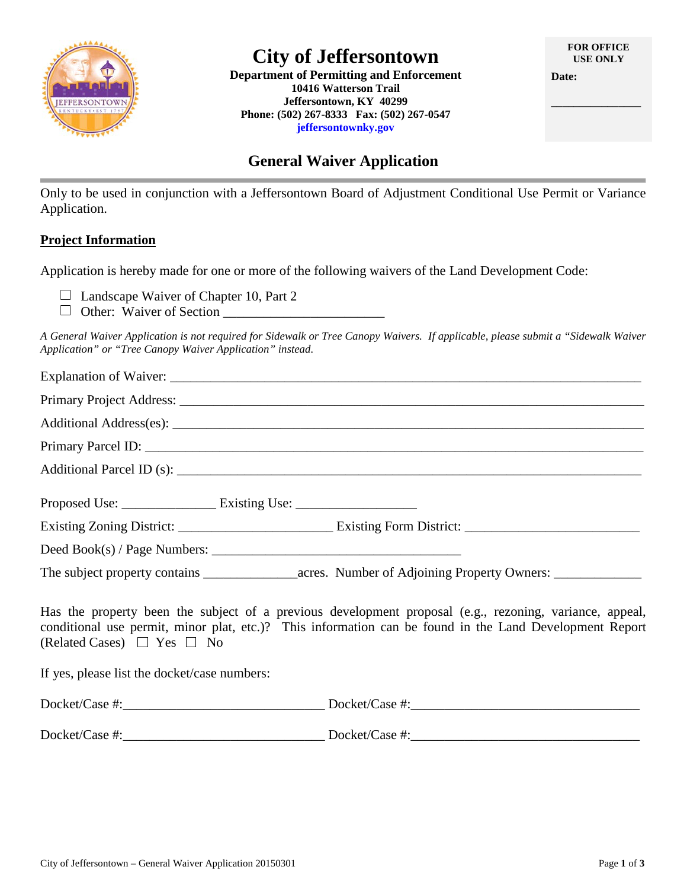# City of Jeffersontown

**Department of Permitting and Enforcement**
**10416 Watterson Trail**
**Jeffersontown, KY 40299**
**Phone: (502) 267-8333 Fax: (502) 267-0547**
**jeffersontownky.gov**

**FOR OFFICE USE ONLY**

**Date:**

_______________

## General Waiver Application

Only to be used in conjunction with a Jeffersontown Board of Adjustment Conditional Use Permit or Variance Application.

### Project Information

Application is hereby made for one or more of the following waivers of the Land Development Code:

- ☐ Landscape Waiver of Chapter 10, Part 2
- ☐ Other: Waiver of Section ________________________

*A General Waiver Application is not required for Sidewalk or Tree Canopy Waivers. If applicable, please submit a "Sidewalk Waiver Application" or "Tree Canopy Waiver Application" instead.*

Explanation of Waiver: ______________________________________________________________________

Primary Project Address: _____________________________________________________________________

Additional Address(es): ______________________________________________________________________

Primary Parcel ID: __________________________________________________________________________

Additional Parcel ID (s): _____________________________________________________________________

Proposed Use: ______________ Existing Use: _________________

Existing Zoning District: ______________________ Existing Form District: _________________________

Deed Book(s) / Page Numbers: ____________________________________

The subject property contains ______________acres. Number of Adjoining Property Owners: ____________

Has the property been the subject of a previous development proposal (e.g., rezoning, variance, appeal, conditional use permit, minor plat, etc.)? This information can be found in the Land Development Report (Related Cases) ☐ Yes ☐ No

If yes, please list the docket/case numbers:

Docket/Case #:_____________________________ Docket/Case #:__________________________________

Docket/Case #:_____________________________ Docket/Case #:__________________________________

City of Jeffersontown – General Waiver Application 20150301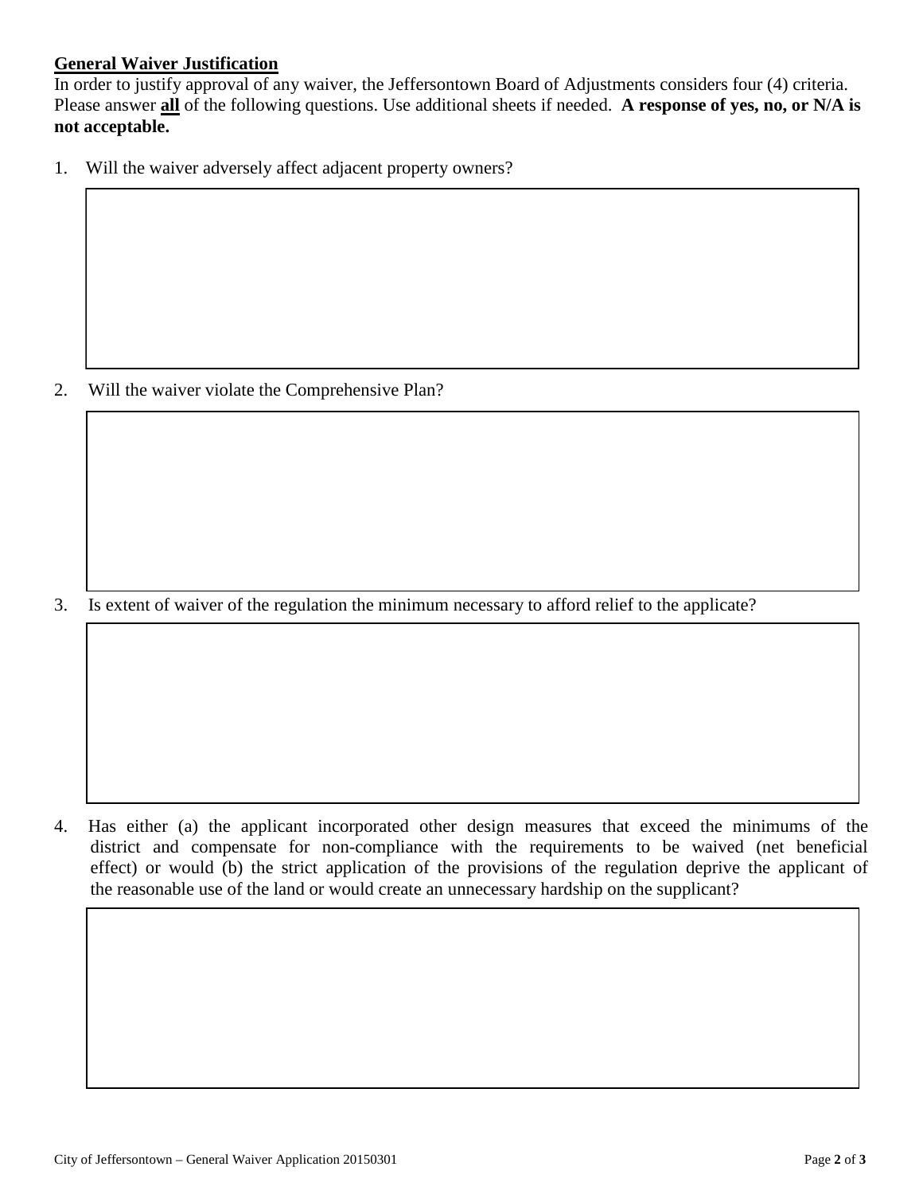**General Waiver Justification**

In order to justify approval of any waiver, the Jeffersontown Board of Adjustments considers four (4) criteria. Please answer **all** of the following questions. Use additional sheets if needed. **A response of yes, no, or N/A is not acceptable.**

1. Will the waiver adversely affect adjacent property owners?

2. Will the waiver violate the Comprehensive Plan?

3. Is extent of waiver of the regulation the minimum necessary to afford relief to the applicate?

4. Has either (a) the applicant incorporated other design measures that exceed the minimums of the district and compensate for non-compliance with the requirements to be waived (net beneficial effect) or would (b) the strict application of the provisions of the regulation deprive the applicant of the reasonable use of the land or would create an unnecessary hardship on the supplicant?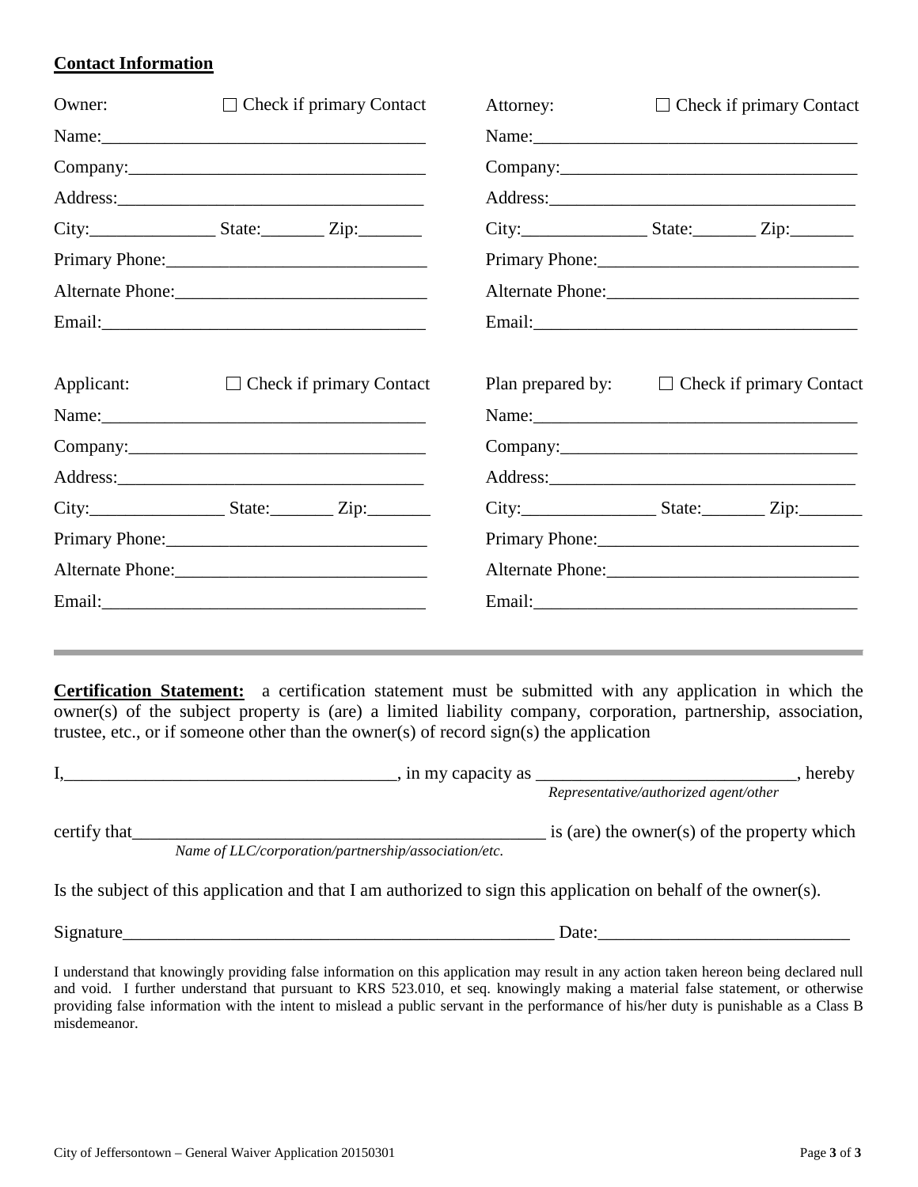**Contact Information**

Owner: ☐ Check if primary Contact

Name:\_\_\_\_\_\_\_\_\_\_\_\_\_\_\_\_\_\_\_\_\_\_\_\_\_\_\_\_\_\_\_\_\_\_\_\_

Company:\_\_\_\_\_\_\_\_\_\_\_\_\_\_\_\_\_\_\_\_\_\_\_\_\_\_\_\_\_\_\_\_\_

Address:\_\_\_\_\_\_\_\_\_\_\_\_\_\_\_\_\_\_\_\_\_\_\_\_\_\_\_\_\_\_\_\_\_\_

City:\_\_\_\_\_\_\_\_\_\_\_\_\_\_ State:\_\_\_\_\_\_\_ Zip:\_\_\_\_\_\_\_

Primary Phone:\_\_\_\_\_\_\_\_\_\_\_\_\_\_\_\_\_\_\_\_\_\_\_\_\_\_\_\_\_

Alternate Phone:\_\_\_\_\_\_\_\_\_\_\_\_\_\_\_\_\_\_\_\_\_\_\_\_\_\_\_\_

Email:\_\_\_\_\_\_\_\_\_\_\_\_\_\_\_\_\_\_\_\_\_\_\_\_\_\_\_\_\_\_\_\_\_\_\_\_

Attorney: ☐ Check if primary Contact

Name:\_\_\_\_\_\_\_\_\_\_\_\_\_\_\_\_\_\_\_\_\_\_\_\_\_\_\_\_\_\_\_\_\_\_\_\_

Company:\_\_\_\_\_\_\_\_\_\_\_\_\_\_\_\_\_\_\_\_\_\_\_\_\_\_\_\_\_\_\_\_\_

Address:\_\_\_\_\_\_\_\_\_\_\_\_\_\_\_\_\_\_\_\_\_\_\_\_\_\_\_\_\_\_\_\_\_\_

City:\_\_\_\_\_\_\_\_\_\_\_\_\_\_ State:\_\_\_\_\_\_\_ Zip:\_\_\_\_\_\_\_

Primary Phone:\_\_\_\_\_\_\_\_\_\_\_\_\_\_\_\_\_\_\_\_\_\_\_\_\_\_\_\_\_

Alternate Phone:\_\_\_\_\_\_\_\_\_\_\_\_\_\_\_\_\_\_\_\_\_\_\_\_\_\_\_\_

Email:\_\_\_\_\_\_\_\_\_\_\_\_\_\_\_\_\_\_\_\_\_\_\_\_\_\_\_\_\_\_\_\_\_\_\_\_

Applicant: ☐ Check if primary Contact

Name:\_\_\_\_\_\_\_\_\_\_\_\_\_\_\_\_\_\_\_\_\_\_\_\_\_\_\_\_\_\_\_\_\_\_\_\_

Company:\_\_\_\_\_\_\_\_\_\_\_\_\_\_\_\_\_\_\_\_\_\_\_\_\_\_\_\_\_\_\_\_\_

Address:\_\_\_\_\_\_\_\_\_\_\_\_\_\_\_\_\_\_\_\_\_\_\_\_\_\_\_\_\_\_\_\_\_\_

City:\_\_\_\_\_\_\_\_\_\_\_\_\_\_\_ State:\_\_\_\_\_\_\_ Zip:\_\_\_\_\_\_\_

Primary Phone:\_\_\_\_\_\_\_\_\_\_\_\_\_\_\_\_\_\_\_\_\_\_\_\_\_\_\_\_\_

Alternate Phone:\_\_\_\_\_\_\_\_\_\_\_\_\_\_\_\_\_\_\_\_\_\_\_\_\_\_\_\_

Email:\_\_\_\_\_\_\_\_\_\_\_\_\_\_\_\_\_\_\_\_\_\_\_\_\_\_\_\_\_\_\_\_\_\_\_\_

Plan prepared by: ☐ Check if primary Contact

Name:\_\_\_\_\_\_\_\_\_\_\_\_\_\_\_\_\_\_\_\_\_\_\_\_\_\_\_\_\_\_\_\_\_\_\_\_

Company:\_\_\_\_\_\_\_\_\_\_\_\_\_\_\_\_\_\_\_\_\_\_\_\_\_\_\_\_\_\_\_\_\_

Address:\_\_\_\_\_\_\_\_\_\_\_\_\_\_\_\_\_\_\_\_\_\_\_\_\_\_\_\_\_\_\_\_\_\_

City:\_\_\_\_\_\_\_\_\_\_\_\_\_\_\_ State:\_\_\_\_\_\_\_ Zip:\_\_\_\_\_\_\_

Primary Phone:\_\_\_\_\_\_\_\_\_\_\_\_\_\_\_\_\_\_\_\_\_\_\_\_\_\_\_\_\_

Alternate Phone:\_\_\_\_\_\_\_\_\_\_\_\_\_\_\_\_\_\_\_\_\_\_\_\_\_\_\_\_

Email:\_\_\_\_\_\_\_\_\_\_\_\_\_\_\_\_\_\_\_\_\_\_\_\_\_\_\_\_\_\_\_\_\_\_\_\_

---

**Certification Statement:** a certification statement must be submitted with any application in which the owner(s) of the subject property is (are) a limited liability company, corporation, partnership, association, trustee, etc., or if someone other than the owner(s) of record sign(s) the application

I,\_\_\_\_\_\_\_\_\_\_\_\_\_\_\_\_\_\_\_\_\_\_\_\_\_\_\_\_\_\_\_\_\_\_\_\_\_, in my capacity as \_\_\_\_\_\_\_\_\_\_\_\_\_\_\_\_\_\_\_\_\_\_\_\_\_\_\_\_\_, hereby
*Representative/authorized agent/other*

certify that\_\_\_\_\_\_\_\_\_\_\_\_\_\_\_\_\_\_\_\_\_\_\_\_\_\_\_\_\_\_\_\_\_\_\_\_\_\_\_\_\_\_\_\_\_\_\_ is (are) the owner(s) of the property which
*Name of LLC/corporation/partnership/association/etc.*

Is the subject of this application and that I am authorized to sign this application on behalf of the owner(s).

Signature\_\_\_\_\_\_\_\_\_\_\_\_\_\_\_\_\_\_\_\_\_\_\_\_\_\_\_\_\_\_\_\_\_\_\_\_\_\_\_\_\_\_\_\_\_\_\_\_\_ Date:\_\_\_\_\_\_\_\_\_\_\_\_\_\_\_\_\_\_\_\_\_\_\_\_\_\_\_\_

I understand that knowingly providing false information on this application may result in any action taken hereon being declared null and void. I further understand that pursuant to KRS 523.010, et seq. knowingly making a material false statement, or otherwise providing false information with the intent to mislead a public servant in the performance of his/her duty is punishable as a Class B misdemeanor.

City of Jeffersontown – General Waiver Application 20150301